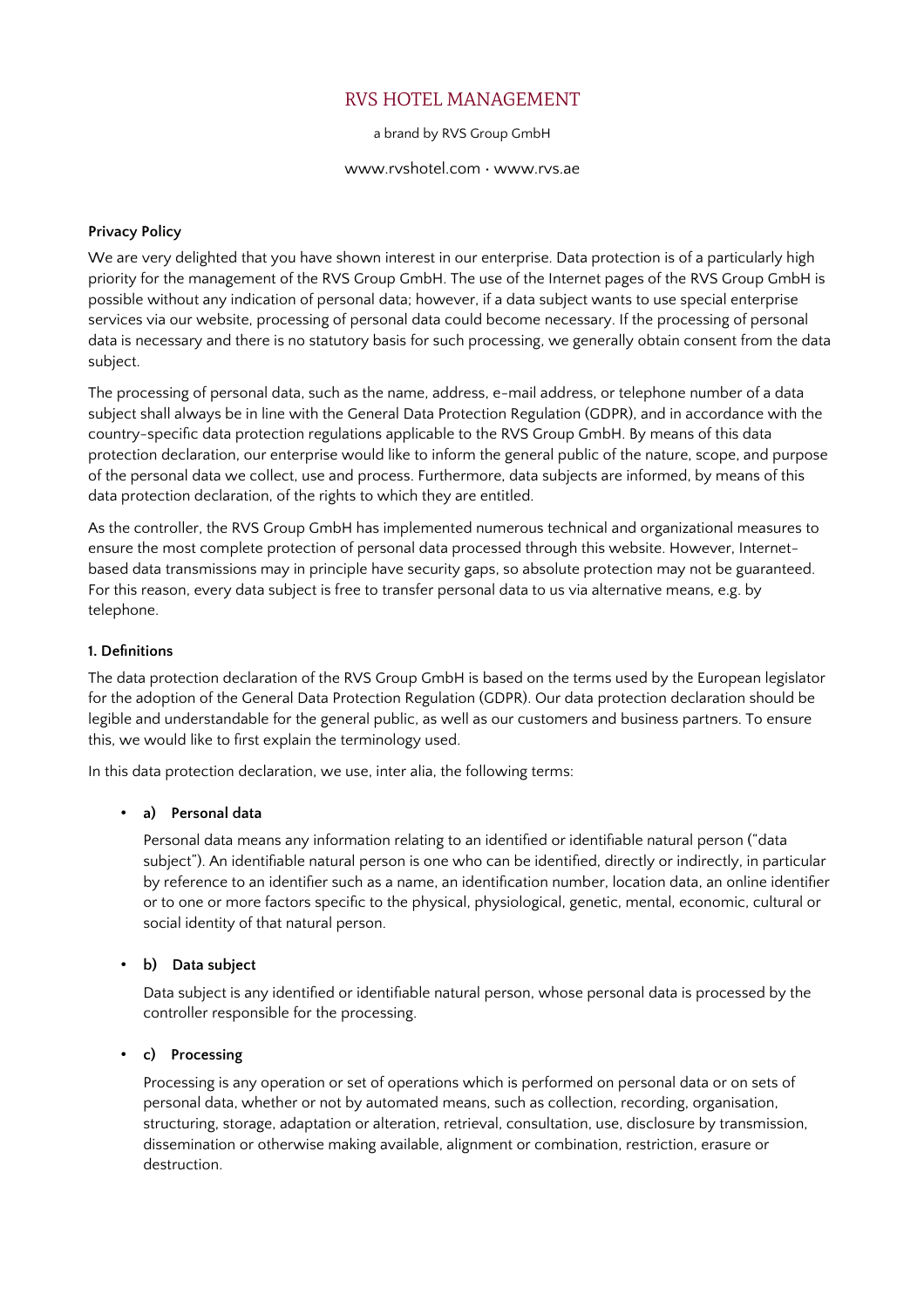# RVS HOTEL MANAGEMENT

a brand by RVS Group GmbH

www.rvshotel.com · www.rvs.ae

**Privacy Policy**

We are very delighted that you have shown interest in our enterprise. Data protection is of a particularly high priority for the management of the RVS Group GmbH. The use of the Internet pages of the RVS Group GmbH is possible without any indication of personal data; however, if a data subject wants to use special enterprise services via our website, processing of personal data could become necessary. If the processing of personal data is necessary and there is no statutory basis for such processing, we generally obtain consent from the data subject.

The processing of personal data, such as the name, address, e-mail address, or telephone number of a data subject shall always be in line with the General Data Protection Regulation (GDPR), and in accordance with the country-specific data protection regulations applicable to the RVS Group GmbH. By means of this data protection declaration, our enterprise would like to inform the general public of the nature, scope, and purpose of the personal data we collect, use and process. Furthermore, data subjects are informed, by means of this data protection declaration, of the rights to which they are entitled.

As the controller, the RVS Group GmbH has implemented numerous technical and organizational measures to ensure the most complete protection of personal data processed through this website. However, Internet-based data transmissions may in principle have security gaps, so absolute protection may not be guaranteed. For this reason, every data subject is free to transfer personal data to us via alternative means, e.g. by telephone.

**1. Definitions**

The data protection declaration of the RVS Group GmbH is based on the terms used by the European legislator for the adoption of the General Data Protection Regulation (GDPR). Our data protection declaration should be legible and understandable for the general public, as well as our customers and business partners. To ensure this, we would like to first explain the terminology used.

In this data protection declaration, we use, inter alia, the following terms:

- **a) Personal data**

  Personal data means any information relating to an identified or identifiable natural person ("data subject"). An identifiable natural person is one who can be identified, directly or indirectly, in particular by reference to an identifier such as a name, an identification number, location data, an online identifier or to one or more factors specific to the physical, physiological, genetic, mental, economic, cultural or social identity of that natural person.

- **b) Data subject**

  Data subject is any identified or identifiable natural person, whose personal data is processed by the controller responsible for the processing.

- **c) Processing**

  Processing is any operation or set of operations which is performed on personal data or on sets of personal data, whether or not by automated means, such as collection, recording, organisation, structuring, storage, adaptation or alteration, retrieval, consultation, use, disclosure by transmission, dissemination or otherwise making available, alignment or combination, restriction, erasure or destruction.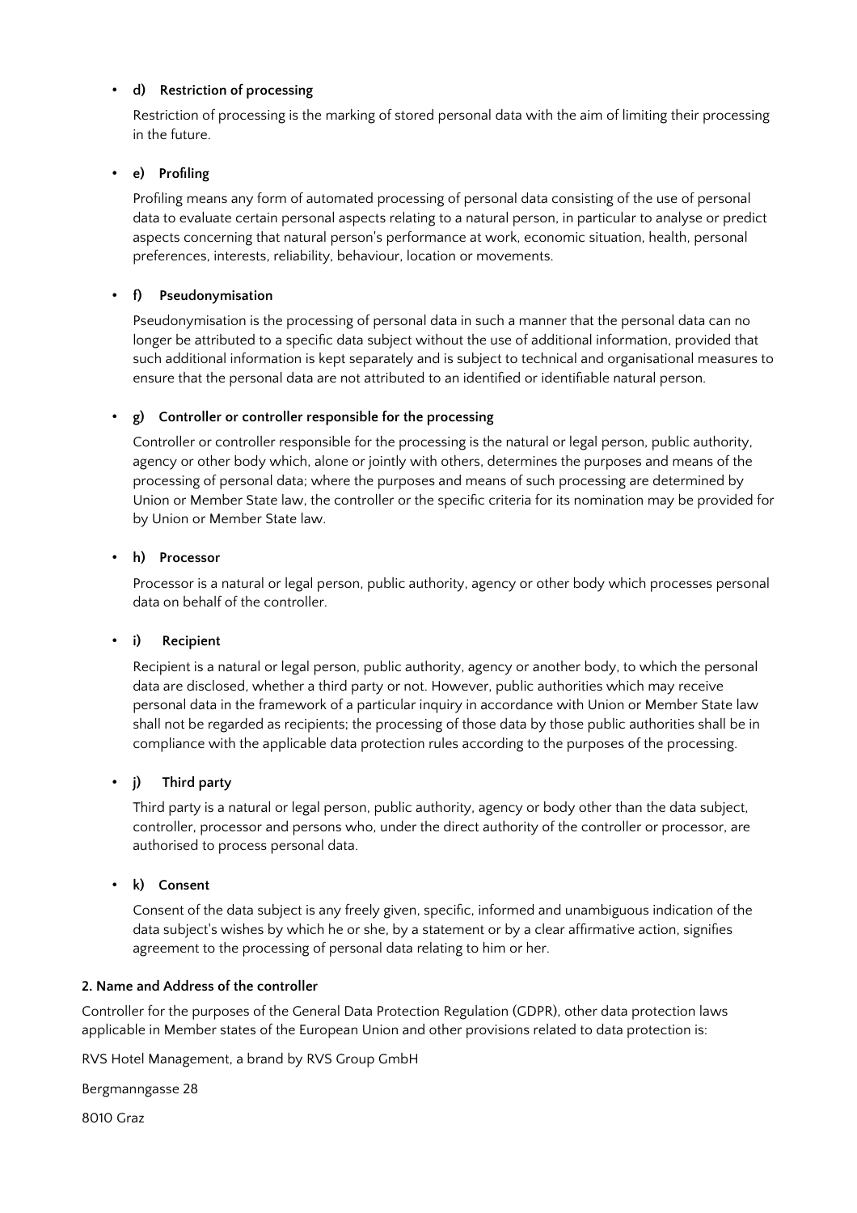- **d) Restriction of processing**

  Restriction of processing is the marking of stored personal data with the aim of limiting their processing in the future.

- **e) Profiling**

  Profiling means any form of automated processing of personal data consisting of the use of personal data to evaluate certain personal aspects relating to a natural person, in particular to analyse or predict aspects concerning that natural person's performance at work, economic situation, health, personal preferences, interests, reliability, behaviour, location or movements.

- **f) Pseudonymisation**

  Pseudonymisation is the processing of personal data in such a manner that the personal data can no longer be attributed to a specific data subject without the use of additional information, provided that such additional information is kept separately and is subject to technical and organisational measures to ensure that the personal data are not attributed to an identified or identifiable natural person.

- **g) Controller or controller responsible for the processing**

  Controller or controller responsible for the processing is the natural or legal person, public authority, agency or other body which, alone or jointly with others, determines the purposes and means of the processing of personal data; where the purposes and means of such processing are determined by Union or Member State law, the controller or the specific criteria for its nomination may be provided for by Union or Member State law.

- **h) Processor**

  Processor is a natural or legal person, public authority, agency or other body which processes personal data on behalf of the controller.

- **i) Recipient**

  Recipient is a natural or legal person, public authority, agency or another body, to which the personal data are disclosed, whether a third party or not. However, public authorities which may receive personal data in the framework of a particular inquiry in accordance with Union or Member State law shall not be regarded as recipients; the processing of those data by those public authorities shall be in compliance with the applicable data protection rules according to the purposes of the processing.

- **j) Third party**

  Third party is a natural or legal person, public authority, agency or body other than the data subject, controller, processor and persons who, under the direct authority of the controller or processor, are authorised to process personal data.

- **k) Consent**

  Consent of the data subject is any freely given, specific, informed and unambiguous indication of the data subject's wishes by which he or she, by a statement or by a clear affirmative action, signifies agreement to the processing of personal data relating to him or her.

**2. Name and Address of the controller**

Controller for the purposes of the General Data Protection Regulation (GDPR), other data protection laws applicable in Member states of the European Union and other provisions related to data protection is:

RVS Hotel Management, a brand by RVS Group GmbH

Bergmanngasse 28

8010 Graz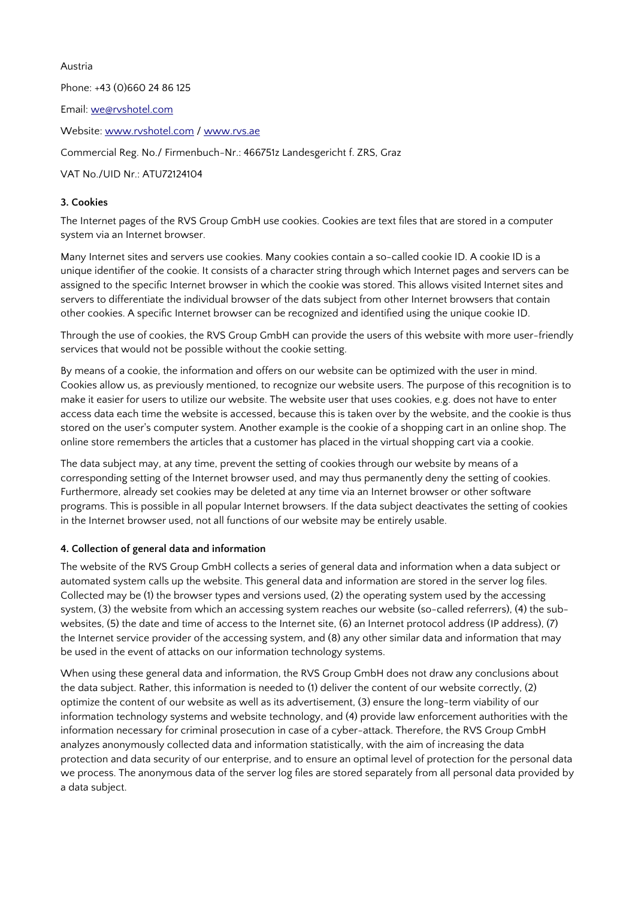Austria

Phone: +43 (0)660 24 86 125

Email: we@rvshotel.com

Website: www.rvshotel.com / www.rvs.ae

Commercial Reg. No./ Firmenbuch-Nr.: 466751z Landesgericht f. ZRS, Graz

VAT No./UID Nr.: ATU72124104

### 3. Cookies

The Internet pages of the RVS Group GmbH use cookies. Cookies are text files that are stored in a computer system via an Internet browser.

Many Internet sites and servers use cookies. Many cookies contain a so-called cookie ID. A cookie ID is a unique identifier of the cookie. It consists of a character string through which Internet pages and servers can be assigned to the specific Internet browser in which the cookie was stored. This allows visited Internet sites and servers to differentiate the individual browser of the dats subject from other Internet browsers that contain other cookies. A specific Internet browser can be recognized and identified using the unique cookie ID.

Through the use of cookies, the RVS Group GmbH can provide the users of this website with more user-friendly services that would not be possible without the cookie setting.

By means of a cookie, the information and offers on our website can be optimized with the user in mind. Cookies allow us, as previously mentioned, to recognize our website users. The purpose of this recognition is to make it easier for users to utilize our website. The website user that uses cookies, e.g. does not have to enter access data each time the website is accessed, because this is taken over by the website, and the cookie is thus stored on the user's computer system. Another example is the cookie of a shopping cart in an online shop. The online store remembers the articles that a customer has placed in the virtual shopping cart via a cookie.

The data subject may, at any time, prevent the setting of cookies through our website by means of a corresponding setting of the Internet browser used, and may thus permanently deny the setting of cookies. Furthermore, already set cookies may be deleted at any time via an Internet browser or other software programs. This is possible in all popular Internet browsers. If the data subject deactivates the setting of cookies in the Internet browser used, not all functions of our website may be entirely usable.

### 4. Collection of general data and information

The website of the RVS Group GmbH collects a series of general data and information when a data subject or automated system calls up the website. This general data and information are stored in the server log files. Collected may be (1) the browser types and versions used, (2) the operating system used by the accessing system, (3) the website from which an accessing system reaches our website (so-called referrers), (4) the sub-websites, (5) the date and time of access to the Internet site, (6) an Internet protocol address (IP address), (7) the Internet service provider of the accessing system, and (8) any other similar data and information that may be used in the event of attacks on our information technology systems.

When using these general data and information, the RVS Group GmbH does not draw any conclusions about the data subject. Rather, this information is needed to (1) deliver the content of our website correctly, (2) optimize the content of our website as well as its advertisement, (3) ensure the long-term viability of our information technology systems and website technology, and (4) provide law enforcement authorities with the information necessary for criminal prosecution in case of a cyber-attack. Therefore, the RVS Group GmbH analyzes anonymously collected data and information statistically, with the aim of increasing the data protection and data security of our enterprise, and to ensure an optimal level of protection for the personal data we process. The anonymous data of the server log files are stored separately from all personal data provided by a data subject.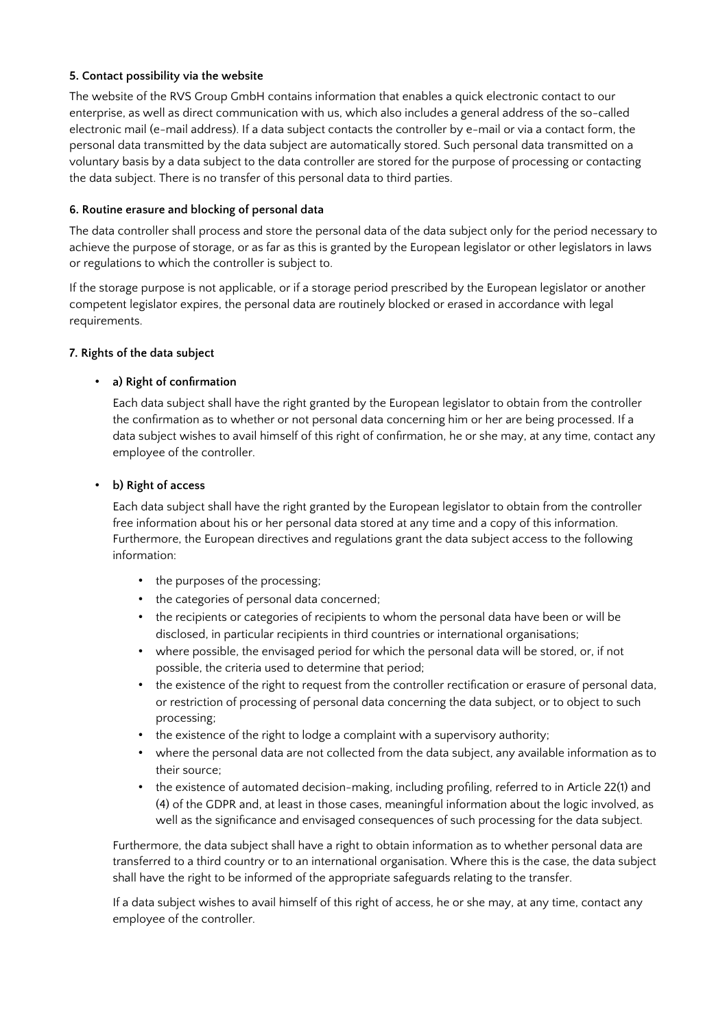#### 5. Contact possibility via the website

The website of the RVS Group GmbH contains information that enables a quick electronic contact to our enterprise, as well as direct communication with us, which also includes a general address of the so-called electronic mail (e-mail address). If a data subject contacts the controller by e-mail or via a contact form, the personal data transmitted by the data subject are automatically stored. Such personal data transmitted on a voluntary basis by a data subject to the data controller are stored for the purpose of processing or contacting the data subject. There is no transfer of this personal data to third parties.

#### 6. Routine erasure and blocking of personal data

The data controller shall process and store the personal data of the data subject only for the period necessary to achieve the purpose of storage, or as far as this is granted by the European legislator or other legislators in laws or regulations to which the controller is subject to.

If the storage purpose is not applicable, or if a storage period prescribed by the European legislator or another competent legislator expires, the personal data are routinely blocked or erased in accordance with legal requirements.

#### 7. Rights of the data subject

- **a) Right of confirmation**

  Each data subject shall have the right granted by the European legislator to obtain from the controller the confirmation as to whether or not personal data concerning him or her are being processed. If a data subject wishes to avail himself of this right of confirmation, he or she may, at any time, contact any employee of the controller.

- **b) Right of access**

  Each data subject shall have the right granted by the European legislator to obtain from the controller free information about his or her personal data stored at any time and a copy of this information. Furthermore, the European directives and regulations grant the data subject access to the following information:

  - the purposes of the processing;
  - the categories of personal data concerned;
  - the recipients or categories of recipients to whom the personal data have been or will be disclosed, in particular recipients in third countries or international organisations;
  - where possible, the envisaged period for which the personal data will be stored, or, if not possible, the criteria used to determine that period;
  - the existence of the right to request from the controller rectification or erasure of personal data, or restriction of processing of personal data concerning the data subject, or to object to such processing;
  - the existence of the right to lodge a complaint with a supervisory authority;
  - where the personal data are not collected from the data subject, any available information as to their source;
  - the existence of automated decision-making, including profiling, referred to in Article 22(1) and (4) of the GDPR and, at least in those cases, meaningful information about the logic involved, as well as the significance and envisaged consequences of such processing for the data subject.

  Furthermore, the data subject shall have a right to obtain information as to whether personal data are transferred to a third country or to an international organisation. Where this is the case, the data subject shall have the right to be informed of the appropriate safeguards relating to the transfer.

  If a data subject wishes to avail himself of this right of access, he or she may, at any time, contact any employee of the controller.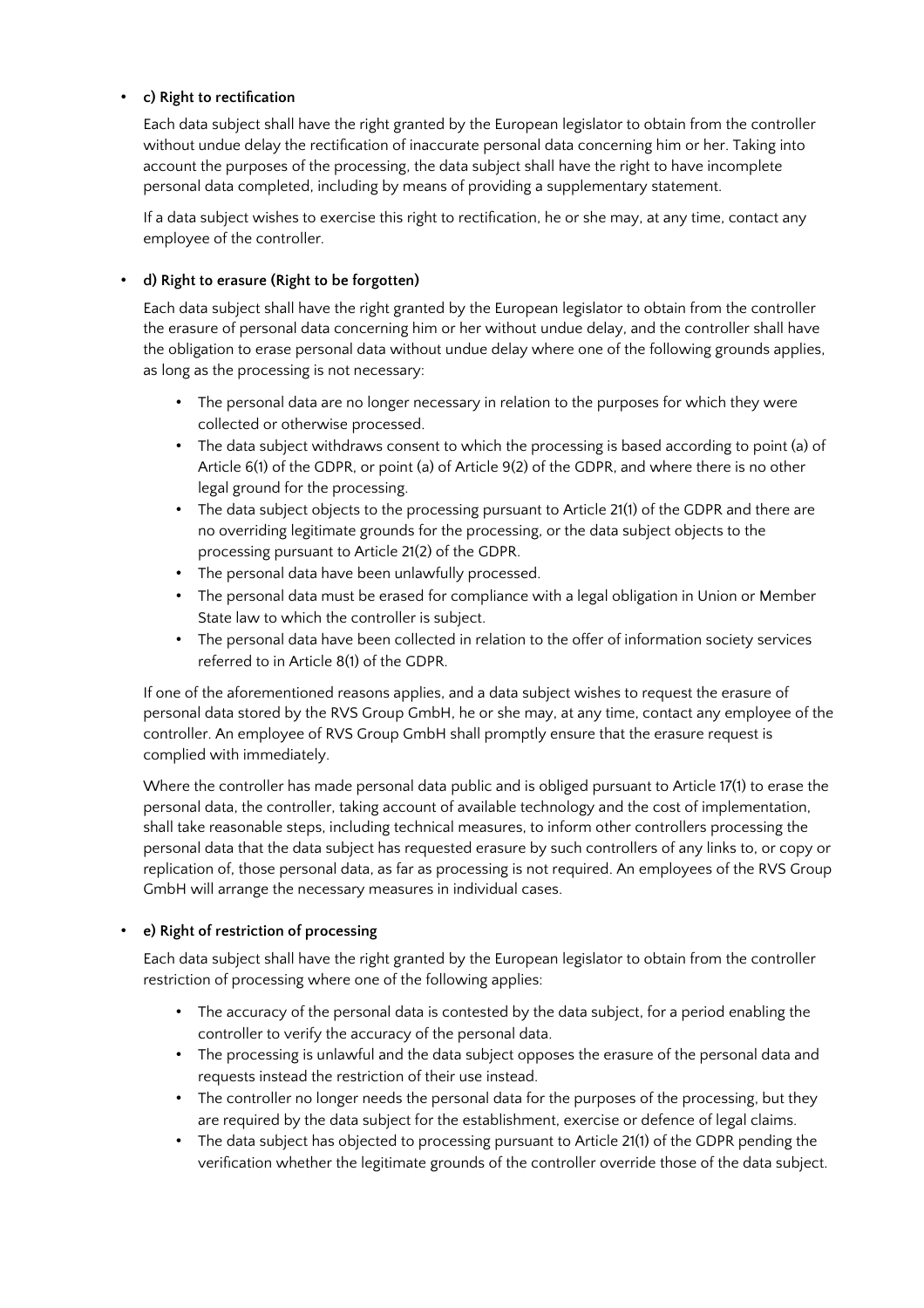- **c) Right to rectification**

  Each data subject shall have the right granted by the European legislator to obtain from the controller without undue delay the rectification of inaccurate personal data concerning him or her. Taking into account the purposes of the processing, the data subject shall have the right to have incomplete personal data completed, including by means of providing a supplementary statement.

  If a data subject wishes to exercise this right to rectification, he or she may, at any time, contact any employee of the controller.

- **d) Right to erasure (Right to be forgotten)**

  Each data subject shall have the right granted by the European legislator to obtain from the controller the erasure of personal data concerning him or her without undue delay, and the controller shall have the obligation to erase personal data without undue delay where one of the following grounds applies, as long as the processing is not necessary:

  - The personal data are no longer necessary in relation to the purposes for which they were collected or otherwise processed.
  - The data subject withdraws consent to which the processing is based according to point (a) of Article 6(1) of the GDPR, or point (a) of Article 9(2) of the GDPR, and where there is no other legal ground for the processing.
  - The data subject objects to the processing pursuant to Article 21(1) of the GDPR and there are no overriding legitimate grounds for the processing, or the data subject objects to the processing pursuant to Article 21(2) of the GDPR.
  - The personal data have been unlawfully processed.
  - The personal data must be erased for compliance with a legal obligation in Union or Member State law to which the controller is subject.
  - The personal data have been collected in relation to the offer of information society services referred to in Article 8(1) of the GDPR.

  If one of the aforementioned reasons applies, and a data subject wishes to request the erasure of personal data stored by the RVS Group GmbH, he or she may, at any time, contact any employee of the controller. An employee of RVS Group GmbH shall promptly ensure that the erasure request is complied with immediately.

  Where the controller has made personal data public and is obliged pursuant to Article 17(1) to erase the personal data, the controller, taking account of available technology and the cost of implementation, shall take reasonable steps, including technical measures, to inform other controllers processing the personal data that the data subject has requested erasure by such controllers of any links to, or copy or replication of, those personal data, as far as processing is not required. An employees of the RVS Group GmbH will arrange the necessary measures in individual cases.

- **e) Right of restriction of processing**

  Each data subject shall have the right granted by the European legislator to obtain from the controller restriction of processing where one of the following applies:

  - The accuracy of the personal data is contested by the data subject, for a period enabling the controller to verify the accuracy of the personal data.
  - The processing is unlawful and the data subject opposes the erasure of the personal data and requests instead the restriction of their use instead.
  - The controller no longer needs the personal data for the purposes of the processing, but they are required by the data subject for the establishment, exercise or defence of legal claims.
  - The data subject has objected to processing pursuant to Article 21(1) of the GDPR pending the verification whether the legitimate grounds of the controller override those of the data subject.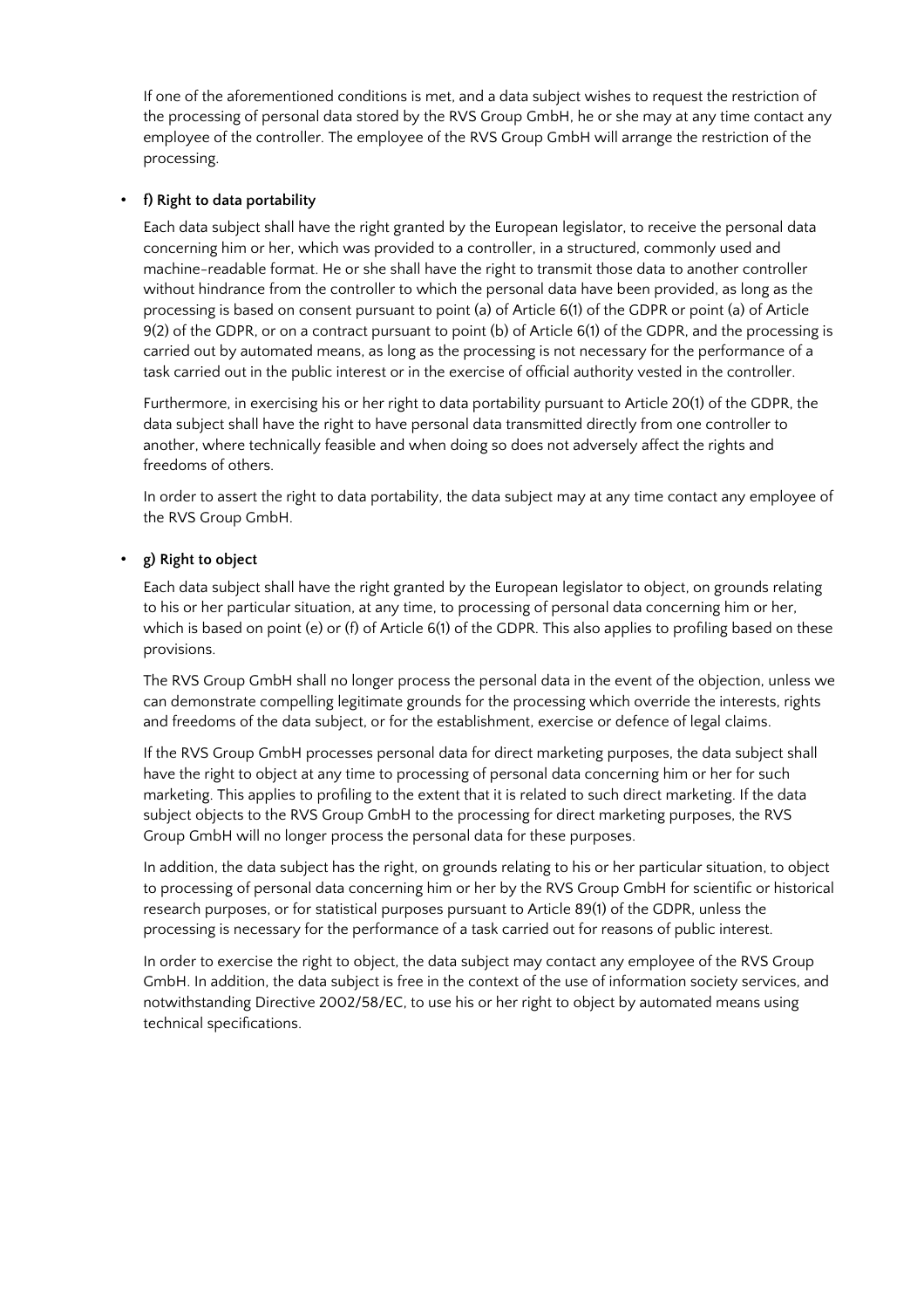If one of the aforementioned conditions is met, and a data subject wishes to request the restriction of the processing of personal data stored by the RVS Group GmbH, he or she may at any time contact any employee of the controller. The employee of the RVS Group GmbH will arrange the restriction of the processing.

- **f) Right to data portability**

  Each data subject shall have the right granted by the European legislator, to receive the personal data concerning him or her, which was provided to a controller, in a structured, commonly used and machine-readable format. He or she shall have the right to transmit those data to another controller without hindrance from the controller to which the personal data have been provided, as long as the processing is based on consent pursuant to point (a) of Article 6(1) of the GDPR or point (a) of Article 9(2) of the GDPR, or on a contract pursuant to point (b) of Article 6(1) of the GDPR, and the processing is carried out by automated means, as long as the processing is not necessary for the performance of a task carried out in the public interest or in the exercise of official authority vested in the controller.

  Furthermore, in exercising his or her right to data portability pursuant to Article 20(1) of the GDPR, the data subject shall have the right to have personal data transmitted directly from one controller to another, where technically feasible and when doing so does not adversely affect the rights and freedoms of others.

  In order to assert the right to data portability, the data subject may at any time contact any employee of the RVS Group GmbH.

- **g) Right to object**

  Each data subject shall have the right granted by the European legislator to object, on grounds relating to his or her particular situation, at any time, to processing of personal data concerning him or her, which is based on point (e) or (f) of Article 6(1) of the GDPR. This also applies to profiling based on these provisions.

  The RVS Group GmbH shall no longer process the personal data in the event of the objection, unless we can demonstrate compelling legitimate grounds for the processing which override the interests, rights and freedoms of the data subject, or for the establishment, exercise or defence of legal claims.

  If the RVS Group GmbH processes personal data for direct marketing purposes, the data subject shall have the right to object at any time to processing of personal data concerning him or her for such marketing. This applies to profiling to the extent that it is related to such direct marketing. If the data subject objects to the RVS Group GmbH to the processing for direct marketing purposes, the RVS Group GmbH will no longer process the personal data for these purposes.

  In addition, the data subject has the right, on grounds relating to his or her particular situation, to object to processing of personal data concerning him or her by the RVS Group GmbH for scientific or historical research purposes, or for statistical purposes pursuant to Article 89(1) of the GDPR, unless the processing is necessary for the performance of a task carried out for reasons of public interest.

  In order to exercise the right to object, the data subject may contact any employee of the RVS Group GmbH. In addition, the data subject is free in the context of the use of information society services, and notwithstanding Directive 2002/58/EC, to use his or her right to object by automated means using technical specifications.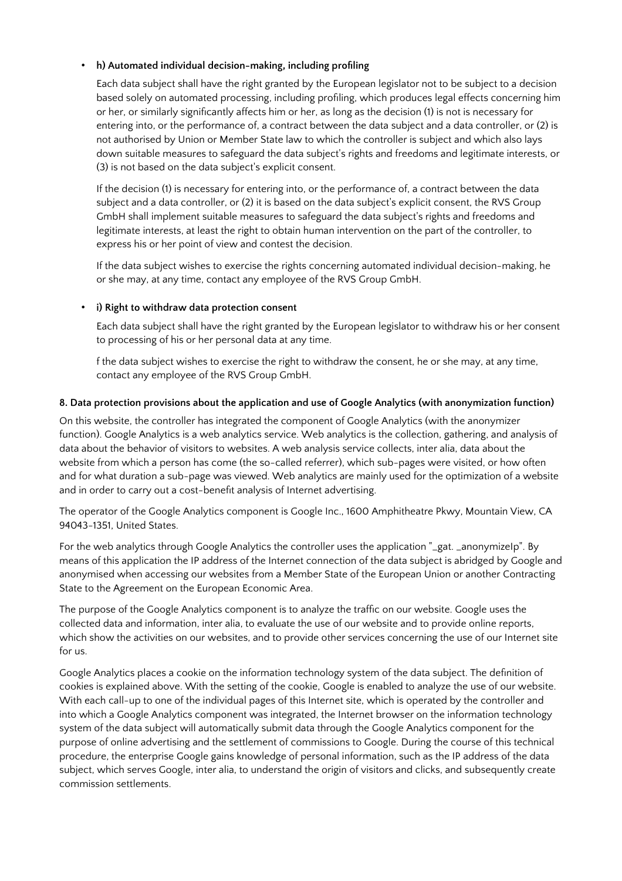- **h) Automated individual decision-making, including profiling**

  Each data subject shall have the right granted by the European legislator not to be subject to a decision based solely on automated processing, including profiling, which produces legal effects concerning him or her, or similarly significantly affects him or her, as long as the decision (1) is not is not necessary for entering into, or the performance of, a contract between the data subject and a data controller, or (2) is not authorised by Union or Member State law to which the controller is subject and which also lays down suitable measures to safeguard the data subject's rights and freedoms and legitimate interests, or (3) is not based on the data subject's explicit consent.

  If the decision (1) is necessary for entering into, or the performance of, a contract between the data subject and a data controller, or (2) it is based on the data subject's explicit consent, the RVS Group GmbH shall implement suitable measures to safeguard the data subject's rights and freedoms and legitimate interests, at least the right to obtain human intervention on the part of the controller, to express his or her point of view and contest the decision.

  If the data subject wishes to exercise the rights concerning automated individual decision-making, he or she may, at any time, contact any employee of the RVS Group GmbH.

- **i) Right to withdraw data protection consent**

  Each data subject shall have the right granted by the European legislator to withdraw his or her consent to processing of his or her personal data at any time.

  f the data subject wishes to exercise the right to withdraw the consent, he or she may, at any time, contact any employee of the RVS Group GmbH.

#### 8. Data protection provisions about the application and use of Google Analytics (with anonymization function)

On this website, the controller has integrated the component of Google Analytics (with the anonymizer function). Google Analytics is a web analytics service. Web analytics is the collection, gathering, and analysis of data about the behavior of visitors to websites. A web analysis service collects, inter alia, data about the website from which a person has come (the so-called referrer), which sub-pages were visited, or how often and for what duration a sub-page was viewed. Web analytics are mainly used for the optimization of a website and in order to carry out a cost-benefit analysis of Internet advertising.

The operator of the Google Analytics component is Google Inc., 1600 Amphitheatre Pkwy, Mountain View, CA 94043-1351, United States.

For the web analytics through Google Analytics the controller uses the application "_gat. _anonymizeIp". By means of this application the IP address of the Internet connection of the data subject is abridged by Google and anonymised when accessing our websites from a Member State of the European Union or another Contracting State to the Agreement on the European Economic Area.

The purpose of the Google Analytics component is to analyze the traffic on our website. Google uses the collected data and information, inter alia, to evaluate the use of our website and to provide online reports, which show the activities on our websites, and to provide other services concerning the use of our Internet site for us.

Google Analytics places a cookie on the information technology system of the data subject. The definition of cookies is explained above. With the setting of the cookie, Google is enabled to analyze the use of our website. With each call-up to one of the individual pages of this Internet site, which is operated by the controller and into which a Google Analytics component was integrated, the Internet browser on the information technology system of the data subject will automatically submit data through the Google Analytics component for the purpose of online advertising and the settlement of commissions to Google. During the course of this technical procedure, the enterprise Google gains knowledge of personal information, such as the IP address of the data subject, which serves Google, inter alia, to understand the origin of visitors and clicks, and subsequently create commission settlements.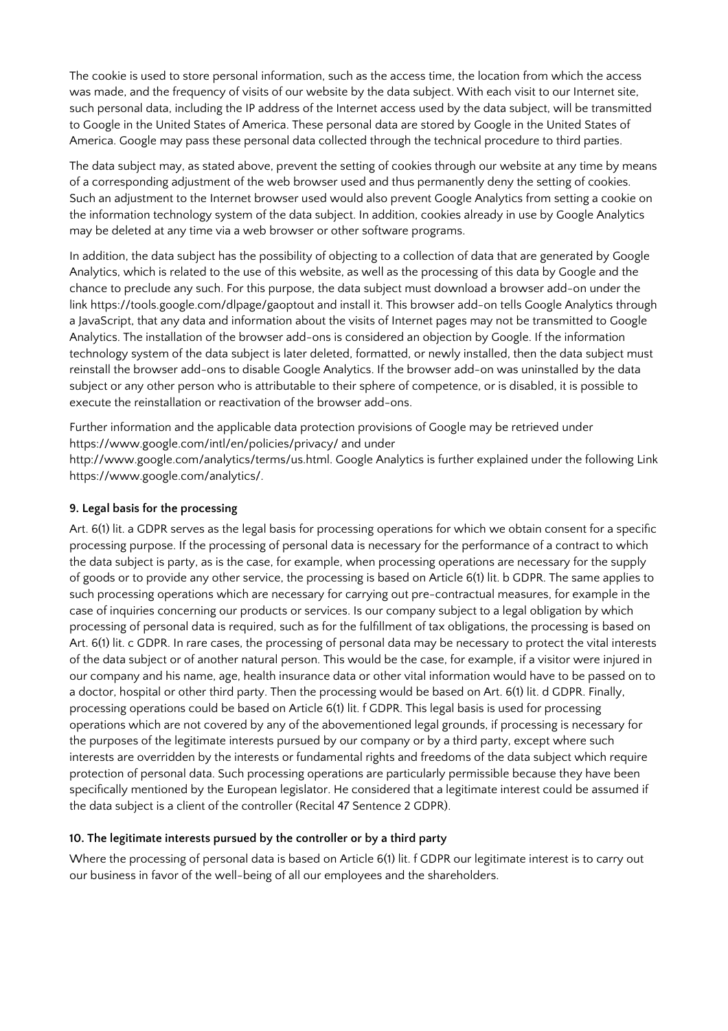The cookie is used to store personal information, such as the access time, the location from which the access was made, and the frequency of visits of our website by the data subject. With each visit to our Internet site, such personal data, including the IP address of the Internet access used by the data subject, will be transmitted to Google in the United States of America. These personal data are stored by Google in the United States of America. Google may pass these personal data collected through the technical procedure to third parties.

The data subject may, as stated above, prevent the setting of cookies through our website at any time by means of a corresponding adjustment of the web browser used and thus permanently deny the setting of cookies. Such an adjustment to the Internet browser used would also prevent Google Analytics from setting a cookie on the information technology system of the data subject. In addition, cookies already in use by Google Analytics may be deleted at any time via a web browser or other software programs.

In addition, the data subject has the possibility of objecting to a collection of data that are generated by Google Analytics, which is related to the use of this website, as well as the processing of this data by Google and the chance to preclude any such. For this purpose, the data subject must download a browser add-on under the link https://tools.google.com/dlpage/gaoptout and install it. This browser add-on tells Google Analytics through a JavaScript, that any data and information about the visits of Internet pages may not be transmitted to Google Analytics. The installation of the browser add-ons is considered an objection by Google. If the information technology system of the data subject is later deleted, formatted, or newly installed, then the data subject must reinstall the browser add-ons to disable Google Analytics. If the browser add-on was uninstalled by the data subject or any other person who is attributable to their sphere of competence, or is disabled, it is possible to execute the reinstallation or reactivation of the browser add-ons.

Further information and the applicable data protection provisions of Google may be retrieved under https://www.google.com/intl/en/policies/privacy/ and under http://www.google.com/analytics/terms/us.html. Google Analytics is further explained under the following Link https://www.google.com/analytics/.

**9. Legal basis for the processing**

Art. 6(1) lit. a GDPR serves as the legal basis for processing operations for which we obtain consent for a specific processing purpose. If the processing of personal data is necessary for the performance of a contract to which the data subject is party, as is the case, for example, when processing operations are necessary for the supply of goods or to provide any other service, the processing is based on Article 6(1) lit. b GDPR. The same applies to such processing operations which are necessary for carrying out pre-contractual measures, for example in the case of inquiries concerning our products or services. Is our company subject to a legal obligation by which processing of personal data is required, such as for the fulfillment of tax obligations, the processing is based on Art. 6(1) lit. c GDPR. In rare cases, the processing of personal data may be necessary to protect the vital interests of the data subject or of another natural person. This would be the case, for example, if a visitor were injured in our company and his name, age, health insurance data or other vital information would have to be passed on to a doctor, hospital or other third party. Then the processing would be based on Art. 6(1) lit. d GDPR. Finally, processing operations could be based on Article 6(1) lit. f GDPR. This legal basis is used for processing operations which are not covered by any of the abovementioned legal grounds, if processing is necessary for the purposes of the legitimate interests pursued by our company or by a third party, except where such interests are overridden by the interests or fundamental rights and freedoms of the data subject which require protection of personal data. Such processing operations are particularly permissible because they have been specifically mentioned by the European legislator. He considered that a legitimate interest could be assumed if the data subject is a client of the controller (Recital 47 Sentence 2 GDPR).

**10. The legitimate interests pursued by the controller or by a third party**

Where the processing of personal data is based on Article 6(1) lit. f GDPR our legitimate interest is to carry out our business in favor of the well-being of all our employees and the shareholders.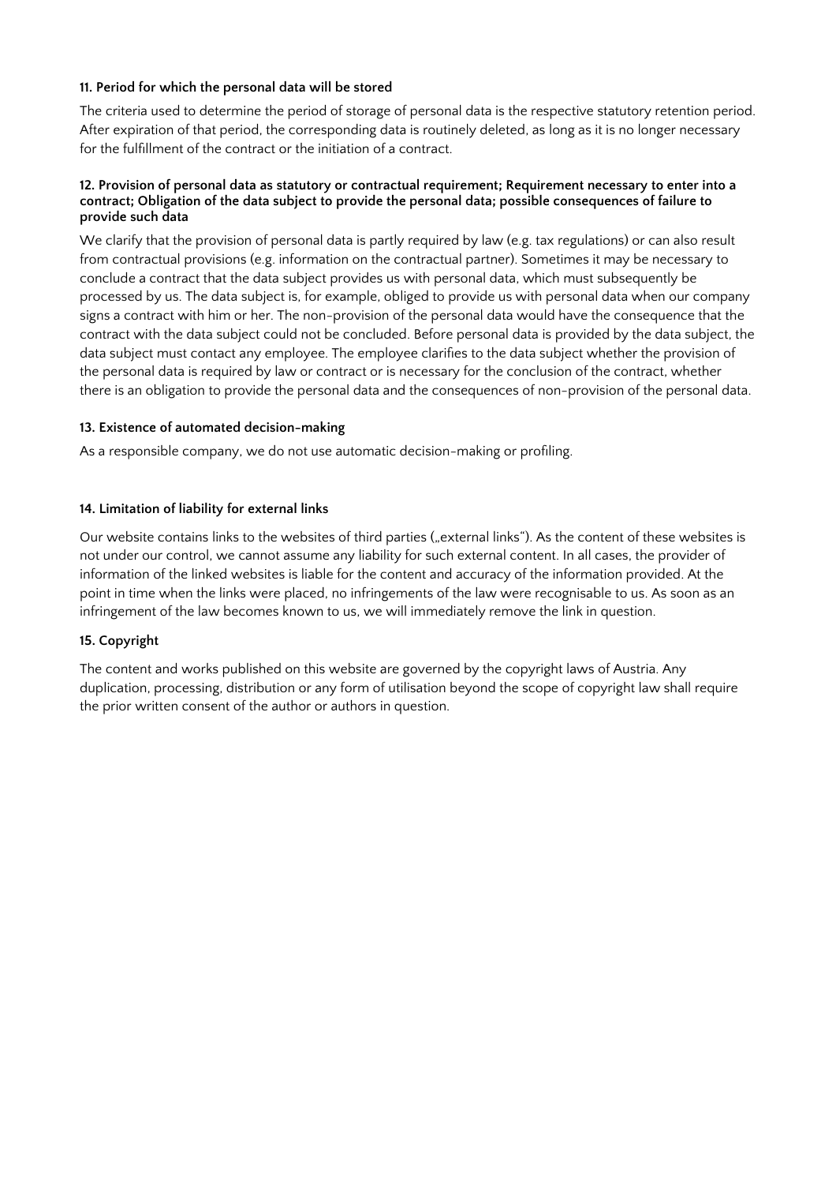#### 11. Period for which the personal data will be stored

The criteria used to determine the period of storage of personal data is the respective statutory retention period. After expiration of that period, the corresponding data is routinely deleted, as long as it is no longer necessary for the fulfillment of the contract or the initiation of a contract.

#### 12. Provision of personal data as statutory or contractual requirement; Requirement necessary to enter into a contract; Obligation of the data subject to provide the personal data; possible consequences of failure to provide such data

We clarify that the provision of personal data is partly required by law (e.g. tax regulations) or can also result from contractual provisions (e.g. information on the contractual partner). Sometimes it may be necessary to conclude a contract that the data subject provides us with personal data, which must subsequently be processed by us. The data subject is, for example, obliged to provide us with personal data when our company signs a contract with him or her. The non-provision of the personal data would have the consequence that the contract with the data subject could not be concluded. Before personal data is provided by the data subject, the data subject must contact any employee. The employee clarifies to the data subject whether the provision of the personal data is required by law or contract or is necessary for the conclusion of the contract, whether there is an obligation to provide the personal data and the consequences of non-provision of the personal data.

#### 13. Existence of automated decision-making

As a responsible company, we do not use automatic decision-making or profiling.

#### 14. Limitation of liability for external links

Our website contains links to the websites of third parties („external links"). As the content of these websites is not under our control, we cannot assume any liability for such external content. In all cases, the provider of information of the linked websites is liable for the content and accuracy of the information provided. At the point in time when the links were placed, no infringements of the law were recognisable to us. As soon as an infringement of the law becomes known to us, we will immediately remove the link in question.

#### 15. Copyright

The content and works published on this website are governed by the copyright laws of Austria. Any duplication, processing, distribution or any form of utilisation beyond the scope of copyright law shall require the prior written consent of the author or authors in question.